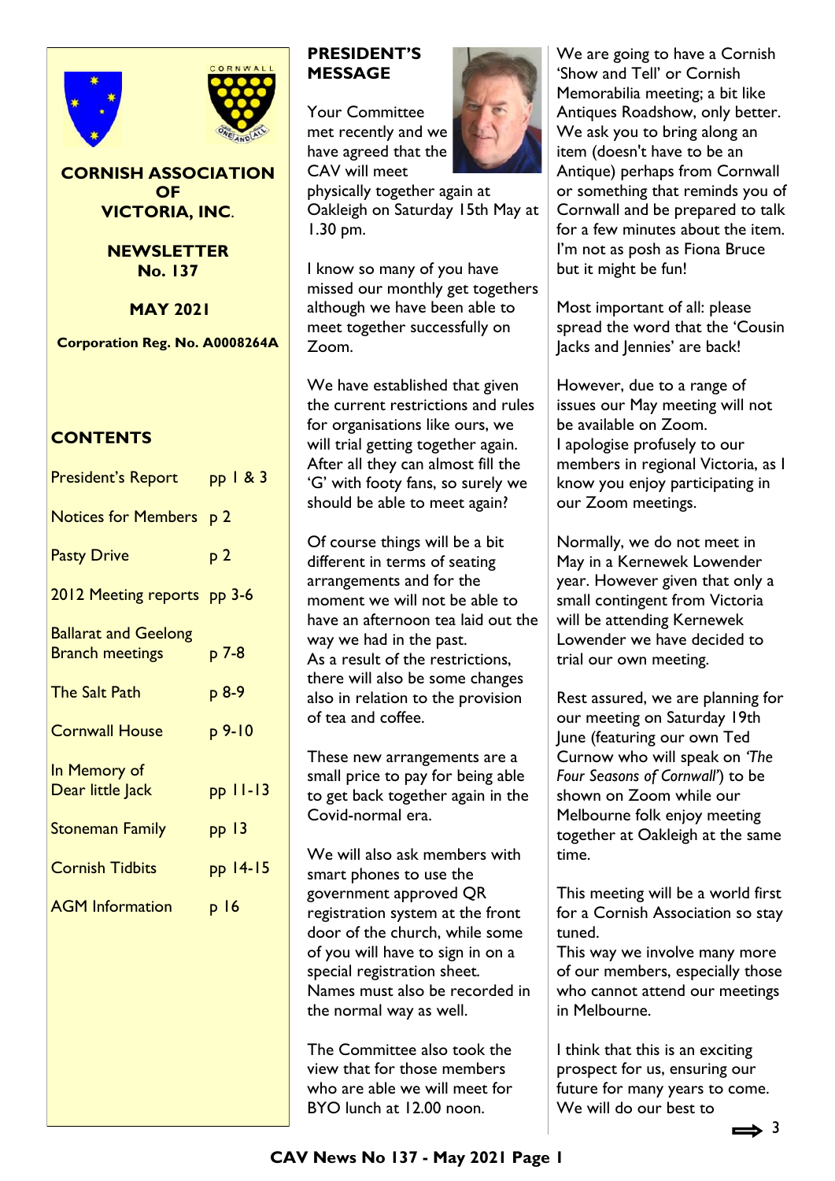# CORNISH ASSOCIATION OF VICTORIA, INC.

## NEWSLETTER No. 137

**MAY 2021**

**Corporation Reg. No. A0008264A**

## CONTENTS

| | |
|---|---|
| President's Report | pp 1 & 3 |
| Notices for Members | p 2 |
| Pasty Drive | p 2 |
| 2012 Meeting reports | pp 3-6 |
| Ballarat and Geelong Branch meetings | p 7-8 |
| The Salt Path | p 8-9 |
| Cornwall House | p 9-10 |
| In Memory of Dear little Jack | pp 11-13 |
| Stoneman Family | pp 13 |
| Cornish Tidbits | pp 14-15 |
| AGM Information | p 16 |

## PRESIDENT'S MESSAGE

Your Committee met recently and we have agreed that the CAV will meet physically together again at Oakleigh on Saturday 15th May at 1.30 pm.

I know so many of you have missed our monthly get togethers although we have been able to meet together successfully on Zoom.

We have established that given the current restrictions and rules for organisations like ours, we will trial getting together again. After all they can almost fill the 'G' with footy fans, so surely we should be able to meet again?

Of course things will be a bit different in terms of seating arrangements and for the moment we will not be able to have an afternoon tea laid out the way we had in the past.
As a result of the restrictions, there will also be some changes also in relation to the provision of tea and coffee.

These new arrangements are a small price to pay for being able to get back together again in the Covid-normal era.

We will also ask members with smart phones to use the government approved QR registration system at the front door of the church, while some of you will have to sign in on a special registration sheet.
Names must also be recorded in the normal way as well.

The Committee also took the view that for those members who are able we will meet for BYO lunch at 12.00 noon.

We are going to have a Cornish 'Show and Tell' or Cornish Memorabilia meeting; a bit like Antiques Roadshow, only better. We ask you to bring along an item (doesn't have to be an Antique) perhaps from Cornwall or something that reminds you of Cornwall and be prepared to talk for a few minutes about the item. I'm not as posh as Fiona Bruce but it might be fun!

Most important of all: please spread the word that the 'Cousin Jacks and Jennies' are back!

However, due to a range of issues our May meeting will not be available on Zoom.
I apologise profusely to our members in regional Victoria, as I know you enjoy participating in our Zoom meetings.

Normally, we do not meet in May in a Kernewek Lowender year. However given that only a small contingent from Victoria will be attending Kernewek Lowender we have decided to trial our own meeting.

Rest assured, we are planning for our meeting on Saturday 19th June (featuring our own Ted Curnow who will speak on *'The Four Seasons of Cornwall'*) to be shown on Zoom while our Melbourne folk enjoy meeting together at Oakleigh at the same time.

This meeting will be a world first for a Cornish Association so stay tuned.
This way we involve many more of our members, especially those who cannot attend our meetings in Melbourne.

I think that this is an exciting prospect for us, ensuring our future for many years to come.
We will do our best to

⟹ 3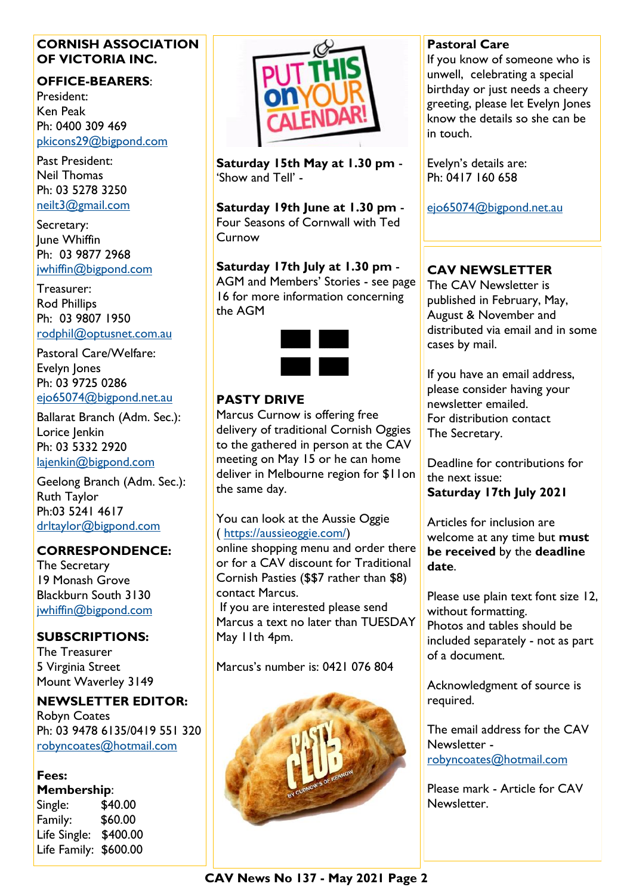## CORNISH ASSOCIATION OF VICTORIA INC.

**OFFICE-BEARERS**:

President:
Ken Peak
Ph: 0400 309 469
pkicons29@bigpond.com

Past President:
Neil Thomas
Ph: 03 5278 3250
neilt3@gmail.com

Secretary:
June Whiffin
Ph: 03 9877 2968
jwhiffin@bigpond.com

Treasurer:
Rod Phillips
Ph: 03 9807 1950
rodphil@optusnet.com.au

Pastoral Care/Welfare:
Evelyn Jones
Ph: 03 9725 0286
ejo65074@bigpond.net.au

Ballarat Branch (Adm. Sec.):
Lorice Jenkin
Ph: 03 5332 2920
lajenkin@bigpond.com

Geelong Branch (Adm. Sec.):
Ruth Taylor
Ph:03 5241 4617
drltaylor@bigpond.com

**CORRESPONDENCE:**
The Secretary
19 Monash Grove
Blackburn South 3130
jwhiffin@bigpond.com

**SUBSCRIPTIONS:**
The Treasurer
5 Virginia Street
Mount Waverley 3149

**NEWSLETTER EDITOR:**
Robyn Coates
Ph: 03 9478 6135/0419 551 320
robyncoates@hotmail.com

**Fees:**
**Membership**:

| | |
|---|---|
| Single: | $40.00 |
| Family: | $60.00 |
| Life Single: | $400.00 |
| Life Family: | $600.00 |

PUT THIS ON YOUR CALENDAR!

**Saturday 15th May at 1.30 pm** - 'Show and Tell' -

**Saturday 19th June at 1.30 pm** - Four Seasons of Cornwall with Ted Curnow

**Saturday 17th July at 1.30 pm** - AGM and Members' Stories - see page 16 for more information concerning the AGM

## PASTY DRIVE

Marcus Curnow is offering free delivery of traditional Cornish Oggies to the gathered in person at the CAV meeting on May 15 or he can home deliver in Melbourne region for $11on the same day.

You can look at the Aussie Oggie ( https://aussieoggie.com/) online shopping menu and order there or for a CAV discount for Traditional Cornish Pasties ($$7 rather than $8) contact Marcus.

If you are interested please send Marcus a text no later than TUESDAY May 11th 4pm.

Marcus's number is: 0421 076 804

PASTY CLUB BY CURNOW'S OF KERNOW

**Pastoral Care**

If you know of someone who is unwell, celebrating a special birthday or just needs a cheery greeting, please let Evelyn Jones know the details so she can be in touch.

Evelyn's details are:
Ph: 0417 160 658

ejo65074@bigpond.net.au

## CAV NEWSLETTER

The CAV Newsletter is published in February, May, August & November and distributed via email and in some cases by mail.

If you have an email address, please consider having your newsletter emailed.
For distribution contact The Secretary.

Deadline for contributions for the next issue:
**Saturday 17th July 2021**

Articles for inclusion are welcome at any time but **must be received** by the **deadline date**.

Please use plain text font size 12, without formatting.
Photos and tables should be included separately - not as part of a document.

Acknowledgment of source is required.

The email address for the CAV Newsletter -
robyncoates@hotmail.com

Please mark - Article for CAV Newsletter.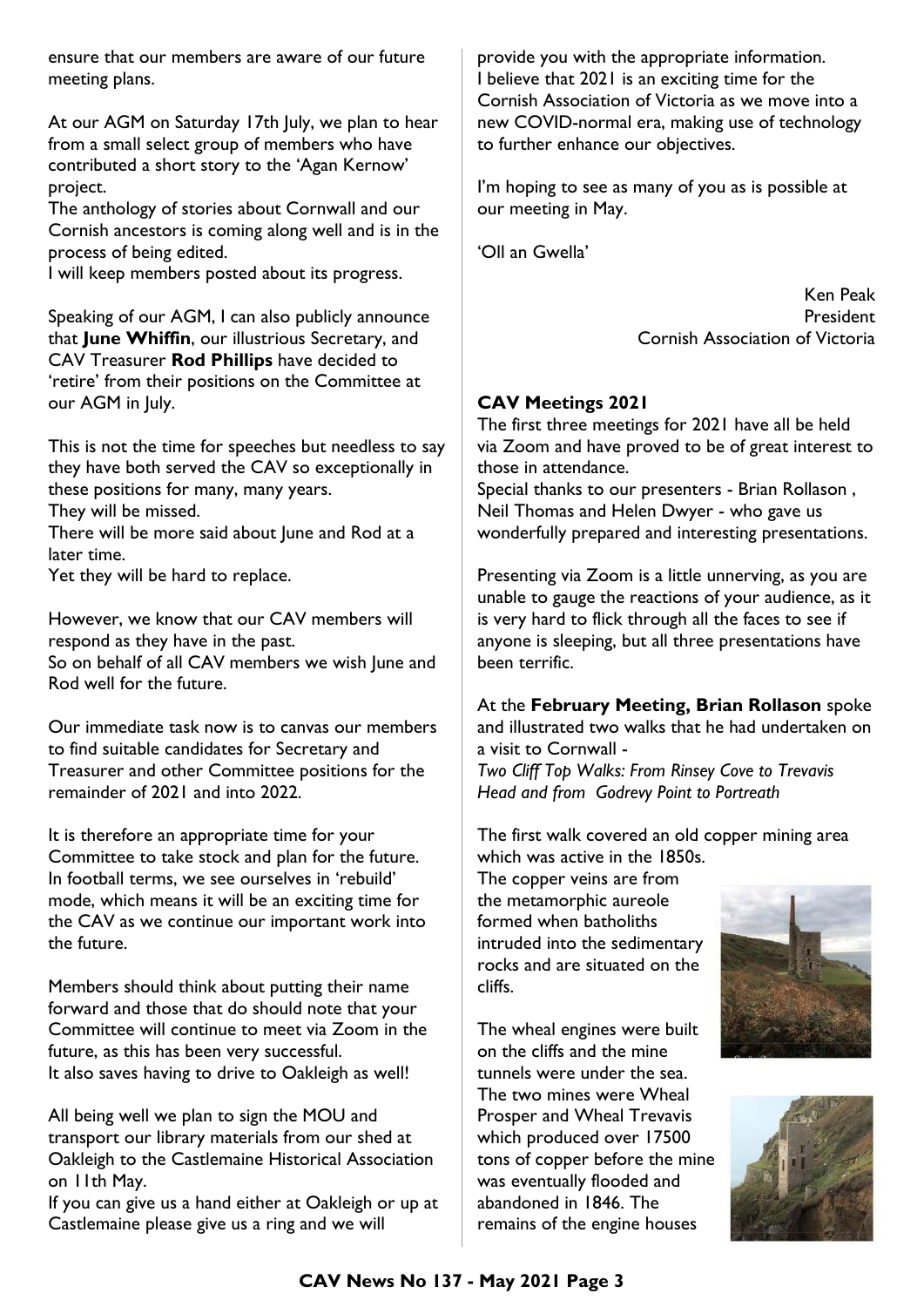ensure that our members are aware of our future meeting plans.

At our AGM on Saturday 17th July, we plan to hear from a small select group of members who have contributed a short story to the 'Agan Kernow' project.

The anthology of stories about Cornwall and our Cornish ancestors is coming along well and is in the process of being edited.

I will keep members posted about its progress.

Speaking of our AGM, I can also publicly announce that **June Whiffin**, our illustrious Secretary, and CAV Treasurer **Rod Phillips** have decided to 'retire' from their positions on the Committee at our AGM in July.

This is not the time for speeches but needless to say they have both served the CAV so exceptionally in these positions for many, many years.

They will be missed.

There will be more said about June and Rod at a later time.

Yet they will be hard to replace.

However, we know that our CAV members will respond as they have in the past.

So on behalf of all CAV members we wish June and Rod well for the future.

Our immediate task now is to canvas our members to find suitable candidates for Secretary and Treasurer and other Committee positions for the remainder of 2021 and into 2022.

It is therefore an appropriate time for your Committee to take stock and plan for the future. In football terms, we see ourselves in 'rebuild' mode, which means it will be an exciting time for the CAV as we continue our important work into the future.

Members should think about putting their name forward and those that do should note that your Committee will continue to meet via Zoom in the future, as this has been very successful.

It also saves having to drive to Oakleigh as well!

All being well we plan to sign the MOU and transport our library materials from our shed at Oakleigh to the Castlemaine Historical Association on 11th May.

If you can give us a hand either at Oakleigh or up at Castlemaine please give us a ring and we will provide you with the appropriate information.

I believe that 2021 is an exciting time for the Cornish Association of Victoria as we move into a new COVID-normal era, making use of technology to further enhance our objectives.

I'm hoping to see as many of you as is possible at our meeting in May.

'Oll an Gwella'

Ken Peak
President
Cornish Association of Victoria

**CAV Meetings 2021**

The first three meetings for 2021 have all be held via Zoom and have proved to be of great interest to those in attendance.

Special thanks to our presenters - Brian Rollason , Neil Thomas and Helen Dwyer - who gave us wonderfully prepared and interesting presentations.

Presenting via Zoom is a little unnerving, as you are unable to gauge the reactions of your audience, as it is very hard to flick through all the faces to see if anyone is sleeping, but all three presentations have been terrific.

At the **February Meeting, Brian Rollason** spoke and illustrated two walks that he had undertaken on a visit to Cornwall -
*Two Cliff Top Walks: From Rinsey Cove to Trevavis Head and from Godrevy Point to Portreath*

The first walk covered an old copper mining area which was active in the 1850s.

The copper veins are from the metamorphic aureole formed when batholiths intruded into the sedimentary rocks and are situated on the cliffs.

The wheal engines were built on the cliffs and the mine tunnels were under the sea. The two mines were Wheal Prosper and Wheal Trevavis which produced over 17500 tons of copper before the mine was eventually flooded and abandoned in 1846. The remains of the engine houses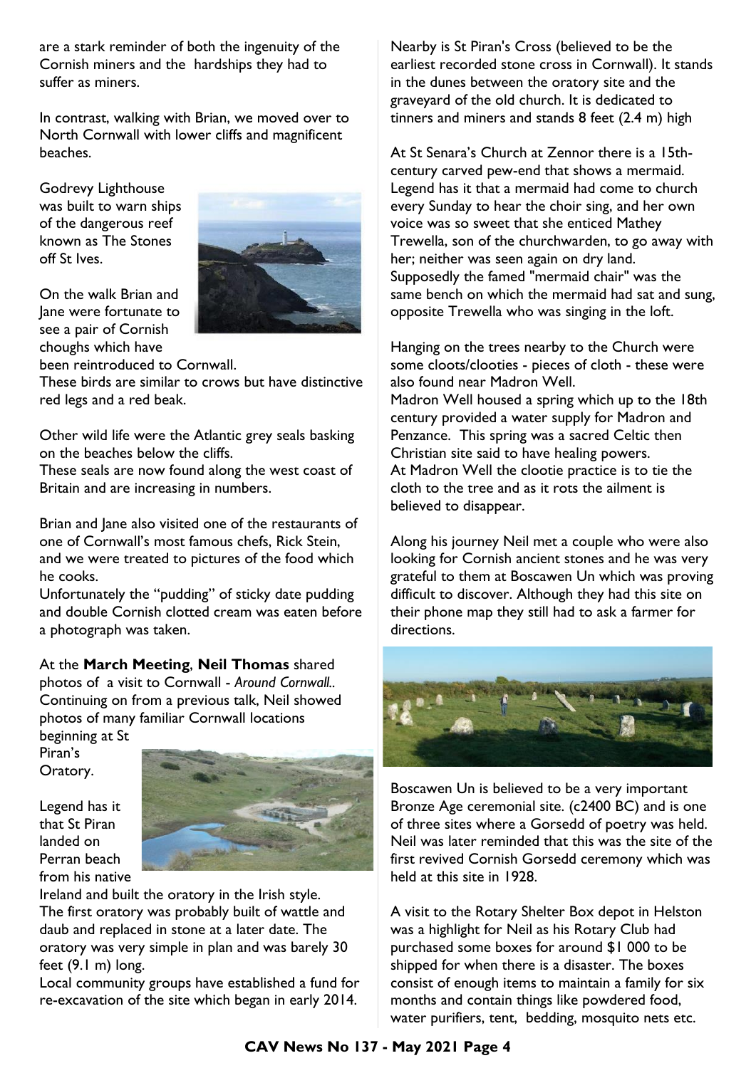are a stark reminder of both the ingenuity of the Cornish miners and the hardships they had to suffer as miners.

In contrast, walking with Brian, we moved over to North Cornwall with lower cliffs and magnificent beaches.

Godrevy Lighthouse was built to warn ships of the dangerous reef known as The Stones off St Ives.

On the walk Brian and Jane were fortunate to see a pair of Cornish choughs which have been reintroduced to Cornwall.

These birds are similar to crows but have distinctive red legs and a red beak.

Other wild life were the Atlantic grey seals basking on the beaches below the cliffs.

These seals are now found along the west coast of Britain and are increasing in numbers.

Brian and Jane also visited one of the restaurants of one of Cornwall's most famous chefs, Rick Stein, and we were treated to pictures of the food which he cooks.

Unfortunately the "pudding" of sticky date pudding and double Cornish clotted cream was eaten before a photograph was taken.

At the **March Meeting**, **Neil Thomas** shared photos of a visit to Cornwall - *Around Cornwall..* Continuing on from a previous talk, Neil showed photos of many familiar Cornwall locations beginning at St Piran's Oratory.

Legend has it that St Piran landed on Perran beach from his native Ireland and built the oratory in the Irish style. The first oratory was probably built of wattle and daub and replaced in stone at a later date. The oratory was very simple in plan and was barely 30 feet (9.1 m) long.

Local community groups have established a fund for re-excavation of the site which began in early 2014.

Nearby is St Piran's Cross (believed to be the earliest recorded stone cross in Cornwall). It stands in the dunes between the oratory site and the graveyard of the old church. It is dedicated to tinners and miners and stands 8 feet (2.4 m) high

At St Senara's Church at Zennor there is a 15th-century carved pew-end that shows a mermaid. Legend has it that a mermaid had come to church every Sunday to hear the choir sing, and her own voice was so sweet that she enticed Mathey Trewella, son of the churchwarden, to go away with her; neither was seen again on dry land. Supposedly the famed "mermaid chair" was the same bench on which the mermaid had sat and sung, opposite Trewella who was singing in the loft.

Hanging on the trees nearby to the Church were some cloots/clooties - pieces of cloth - these were also found near Madron Well.

Madron Well housed a spring which up to the 18th century provided a water supply for Madron and Penzance. This spring was a sacred Celtic then Christian site said to have healing powers.

At Madron Well the clootie practice is to tie the cloth to the tree and as it rots the ailment is believed to disappear.

Along his journey Neil met a couple who were also looking for Cornish ancient stones and he was very grateful to them at Boscawen Un which was proving difficult to discover. Although they had this site on their phone map they still had to ask a farmer for directions.

Boscawen Un is believed to be a very important Bronze Age ceremonial site. (c2400 BC) and is one of three sites where a Gorsedd of poetry was held. Neil was later reminded that this was the site of the first revived Cornish Gorsedd ceremony which was held at this site in 1928.

A visit to the Rotary Shelter Box depot in Helston was a highlight for Neil as his Rotary Club had purchased some boxes for around $1 000 to be shipped for when there is a disaster. The boxes consist of enough items to maintain a family for six months and contain things like powdered food, water purifiers, tent, bedding, mosquito nets etc.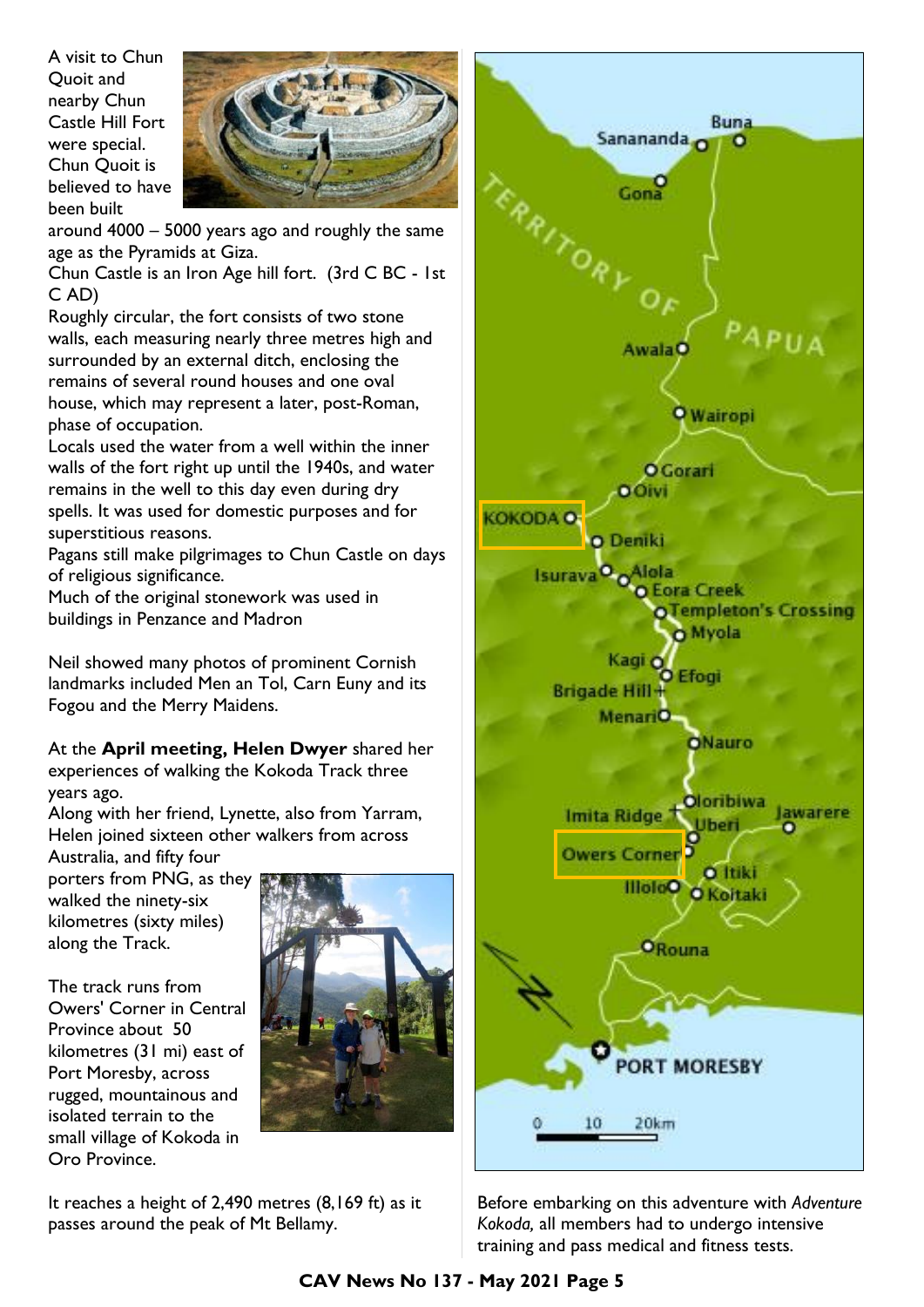A visit to Chun Quoit and nearby Chun Castle Hill Fort were special. Chun Quoit is believed to have been built around 4000 – 5000 years ago and roughly the same age as the Pyramids at Giza.

Chun Castle is an Iron Age hill fort. (3rd C BC - 1st C AD)

Roughly circular, the fort consists of two stone walls, each measuring nearly three metres high and surrounded by an external ditch, enclosing the remains of several round houses and one oval house, which may represent a later, post-Roman, phase of occupation.

Locals used the water from a well within the inner walls of the fort right up until the 1940s, and water remains in the well to this day even during dry spells. It was used for domestic purposes and for superstitious reasons.

Pagans still make pilgrimages to Chun Castle on days of religious significance.

Much of the original stonework was used in buildings in Penzance and Madron

Neil showed many photos of prominent Cornish landmarks included Men an Tol, Carn Euny and its Fogou and the Merry Maidens.

At the **April meeting, Helen Dwyer** shared her experiences of walking the Kokoda Track three years ago.

Along with her friend, Lynette, also from Yarram, Helen joined sixteen other walkers from across Australia, and fifty four porters from PNG, as they walked the ninety-six kilometres (sixty miles) along the Track.

The track runs from Owers' Corner in Central Province about 50 kilometres (31 mi) east of Port Moresby, across rugged, mountainous and isolated terrain to the small village of Kokoda in Oro Province.

It reaches a height of 2,490 metres (8,169 ft) as it passes around the peak of Mt Bellamy.

Before embarking on this adventure with *Adventure Kokoda,* all members had to undergo intensive training and pass medical and fitness tests.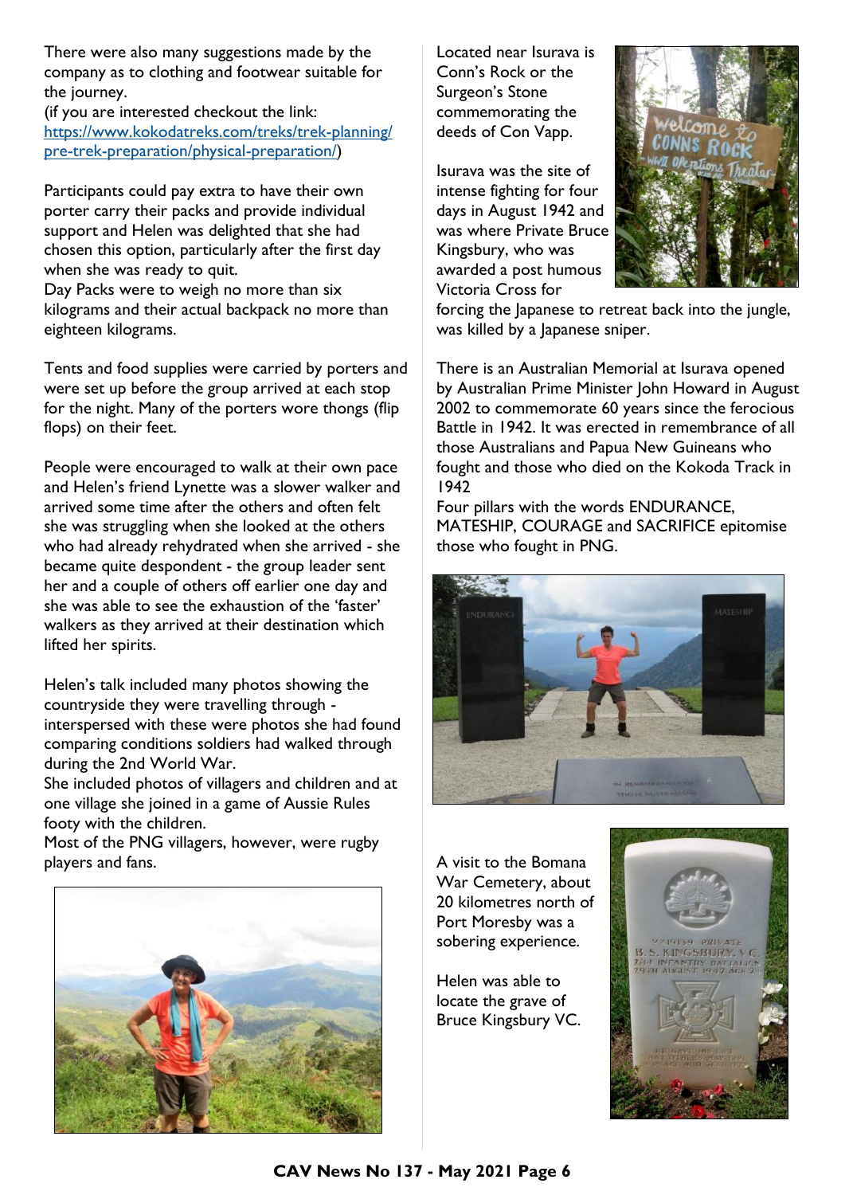There were also many suggestions made by the company as to clothing and footwear suitable for the journey.
(if you are interested checkout the link: [https://www.kokodatreks.com/treks/trek-planning/pre-trek-preparation/physical-preparation/](https://www.kokodatreks.com/treks/trek-planning/pre-trek-preparation/physical-preparation/))

Participants could pay extra to have their own porter carry their packs and provide individual support and Helen was delighted that she had chosen this option, particularly after the first day when she was ready to quit.
Day Packs were to weigh no more than six kilograms and their actual backpack no more than eighteen kilograms.

Tents and food supplies were carried by porters and were set up before the group arrived at each stop for the night. Many of the porters wore thongs (flip flops) on their feet.

People were encouraged to walk at their own pace and Helen's friend Lynette was a slower walker and arrived some time after the others and often felt she was struggling when she looked at the others who had already rehydrated when she arrived - she became quite despondent - the group leader sent her and a couple of others off earlier one day and she was able to see the exhaustion of the 'faster' walkers as they arrived at their destination which lifted her spirits.

Helen's talk included many photos showing the countryside they were travelling through - interspersed with these were photos she had found comparing conditions soldiers had walked through during the 2nd World War.
She included photos of villagers and children and at one village she joined in a game of Aussie Rules footy with the children.
Most of the PNG villagers, however, were rugby players and fans.

Located near Isurava is Conn's Rock or the Surgeon's Stone commemorating the deeds of Con Vapp.

Isurava was the site of intense fighting for four days in August 1942 and was where Private Bruce Kingsbury, who was awarded a post humous Victoria Cross for forcing the Japanese to retreat back into the jungle, was killed by a Japanese sniper.

There is an Australian Memorial at Isurava opened by Australian Prime Minister John Howard in August 2002 to commemorate 60 years since the ferocious Battle in 1942. It was erected in remembrance of all those Australians and Papua New Guineans who fought and those who died on the Kokoda Track in 1942
Four pillars with the words ENDURANCE, MATESHIP, COURAGE and SACRIFICE epitomise those who fought in PNG.

A visit to the Bomana War Cemetery, about 20 kilometres north of Port Moresby was a sobering experience.

Helen was able to locate the grave of Bruce Kingsbury VC.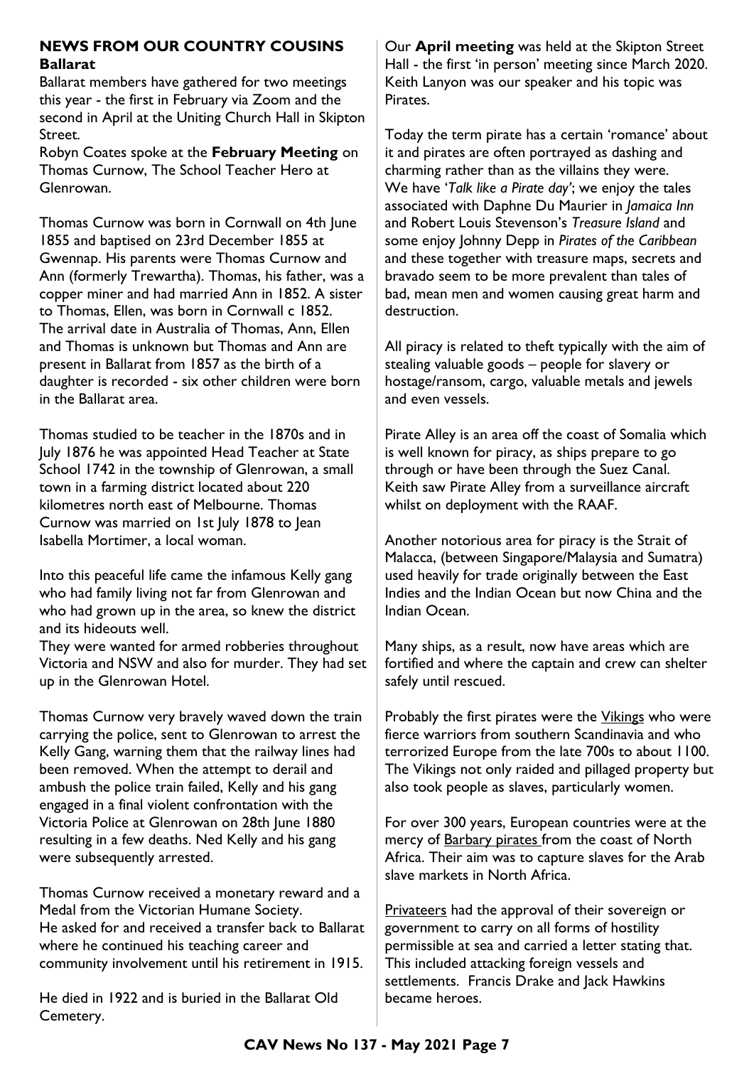## NEWS FROM OUR COUNTRY COUSINS

### Ballarat

Ballarat members have gathered for two meetings this year - the first in February via Zoom and the second in April at the Uniting Church Hall in Skipton Street.

Robyn Coates spoke at the **February Meeting** on Thomas Curnow, The School Teacher Hero at Glenrowan.

Thomas Curnow was born in Cornwall on 4th June 1855 and baptised on 23rd December 1855 at Gwennap. His parents were Thomas Curnow and Ann (formerly Trewartha). Thomas, his father, was a copper miner and had married Ann in 1852. A sister to Thomas, Ellen, was born in Cornwall c 1852. The arrival date in Australia of Thomas, Ann, Ellen and Thomas is unknown but Thomas and Ann are present in Ballarat from 1857 as the birth of a daughter is recorded - six other children were born in the Ballarat area.

Thomas studied to be teacher in the 1870s and in July 1876 he was appointed Head Teacher at State School 1742 in the township of Glenrowan, a small town in a farming district located about 220 kilometres north east of Melbourne. Thomas Curnow was married on 1st July 1878 to Jean Isabella Mortimer, a local woman.

Into this peaceful life came the infamous Kelly gang who had family living not far from Glenrowan and who had grown up in the area, so knew the district and its hideouts well.

They were wanted for armed robberies throughout Victoria and NSW and also for murder. They had set up in the Glenrowan Hotel.

Thomas Curnow very bravely waved down the train carrying the police, sent to Glenrowan to arrest the Kelly Gang, warning them that the railway lines had been removed. When the attempt to derail and ambush the police train failed, Kelly and his gang engaged in a final violent confrontation with the Victoria Police at Glenrowan on 28th June 1880 resulting in a few deaths. Ned Kelly and his gang were subsequently arrested.

Thomas Curnow received a monetary reward and a Medal from the Victorian Humane Society.
He asked for and received a transfer back to Ballarat where he continued his teaching career and community involvement until his retirement in 1915.

He died in 1922 and is buried in the Ballarat Old Cemetery.

Our **April meeting** was held at the Skipton Street Hall - the first 'in person' meeting since March 2020. Keith Lanyon was our speaker and his topic was Pirates.

Today the term pirate has a certain 'romance' about it and pirates are often portrayed as dashing and charming rather than as the villains they were. We have '*Talk like a Pirate day*'; we enjoy the tales associated with Daphne Du Maurier in *Jamaica Inn* and Robert Louis Stevenson's *Treasure Island* and some enjoy Johnny Depp in *Pirates of the Caribbean* and these together with treasure maps, secrets and bravado seem to be more prevalent than tales of bad, mean men and women causing great harm and destruction.

All piracy is related to theft typically with the aim of stealing valuable goods – people for slavery or hostage/ransom, cargo, valuable metals and jewels and even vessels.

Pirate Alley is an area off the coast of Somalia which is well known for piracy, as ships prepare to go through or have been through the Suez Canal. Keith saw Pirate Alley from a surveillance aircraft whilst on deployment with the RAAF.

Another notorious area for piracy is the Strait of Malacca, (between Singapore/Malaysia and Sumatra) used heavily for trade originally between the East Indies and the Indian Ocean but now China and the Indian Ocean.

Many ships, as a result, now have areas which are fortified and where the captain and crew can shelter safely until rescued.

Probably the first pirates were the Vikings who were fierce warriors from southern Scandinavia and who terrorized Europe from the late 700s to about 1100. The Vikings not only raided and pillaged property but also took people as slaves, particularly women.

For over 300 years, European countries were at the mercy of Barbary pirates from the coast of North Africa. Their aim was to capture slaves for the Arab slave markets in North Africa.

Privateers had the approval of their sovereign or government to carry on all forms of hostility permissible at sea and carried a letter stating that. This included attacking foreign vessels and settlements. Francis Drake and Jack Hawkins became heroes.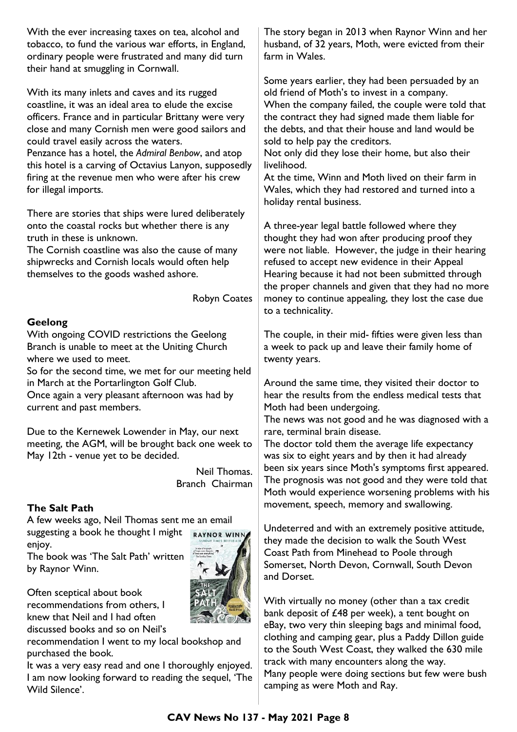With the ever increasing taxes on tea, alcohol and tobacco, to fund the various war efforts, in England, ordinary people were frustrated and many did turn their hand at smuggling in Cornwall.

With its many inlets and caves and its rugged coastline, it was an ideal area to elude the excise officers. France and in particular Brittany were very close and many Cornish men were good sailors and could travel easily across the waters.

Penzance has a hotel, the *Admiral Benbow*, and atop this hotel is a carving of Octavius Lanyon, supposedly firing at the revenue men who were after his crew for illegal imports.

There are stories that ships were lured deliberately onto the coastal rocks but whether there is any truth in these is unknown.

The Cornish coastline was also the cause of many shipwrecks and Cornish locals would often help themselves to the goods washed ashore.

Robyn Coates

### Geelong

With ongoing COVID restrictions the Geelong Branch is unable to meet at the Uniting Church where we used to meet.

So for the second time, we met for our meeting held in March at the Portarlington Golf Club.

Once again a very pleasant afternoon was had by current and past members.

Due to the Kernewek Lowender in May, our next meeting, the AGM, will be brought back one week to May 12th - venue yet to be decided.

Neil Thomas.
Branch Chairman

### The Salt Path

A few weeks ago, Neil Thomas sent me an email suggesting a book he thought I might enjoy.

The book was 'The Salt Path' written by Raynor Winn.

Often sceptical about book recommendations from others, I knew that Neil and I had often discussed books and so on Neil's recommendation I went to my local bookshop and purchased the book.

It was a very easy read and one I thoroughly enjoyed. I am now looking forward to reading the sequel, 'The Wild Silence'.

The story began in 2013 when Raynor Winn and her husband, of 32 years, Moth, were evicted from their farm in Wales.

Some years earlier, they had been persuaded by an old friend of Moth's to invest in a company.

When the company failed, the couple were told that the contract they had signed made them liable for the debts, and that their house and land would be sold to help pay the creditors.

Not only did they lose their home, but also their livelihood.

At the time, Winn and Moth lived on their farm in Wales, which they had restored and turned into a holiday rental business.

A three-year legal battle followed where they thought they had won after producing proof they were not liable. However, the judge in their hearing refused to accept new evidence in their Appeal Hearing because it had not been submitted through the proper channels and given that they had no more money to continue appealing, they lost the case due to a technicality.

The couple, in their mid- fifties were given less than a week to pack up and leave their family home of twenty years.

Around the same time, they visited their doctor to hear the results from the endless medical tests that Moth had been undergoing.

The news was not good and he was diagnosed with a rare, terminal brain disease.

The doctor told them the average life expectancy was six to eight years and by then it had already been six years since Moth's symptoms first appeared. The prognosis was not good and they were told that Moth would experience worsening problems with his movement, speech, memory and swallowing.

Undeterred and with an extremely positive attitude, they made the decision to walk the South West Coast Path from Minehead to Poole through Somerset, North Devon, Cornwall, South Devon and Dorset.

With virtually no money (other than a tax credit bank deposit of £48 per week), a tent bought on eBay, two very thin sleeping bags and minimal food, clothing and camping gear, plus a Paddy Dillon guide to the South West Coast, they walked the 630 mile track with many encounters along the way.

Many people were doing sections but few were bush camping as were Moth and Ray.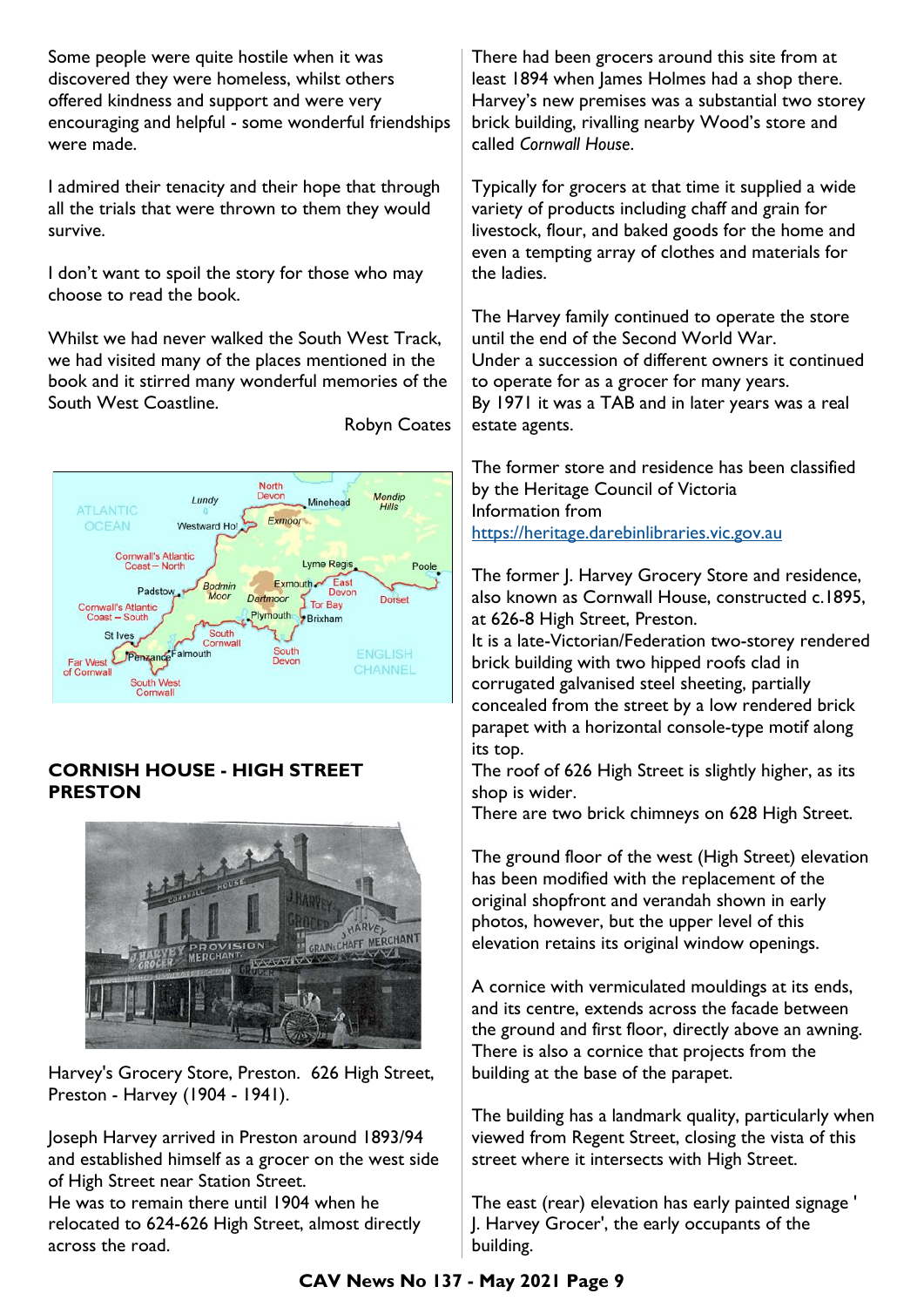Some people were quite hostile when it was discovered they were homeless, whilst others offered kindness and support and were very encouraging and helpful - some wonderful friendships were made.

I admired their tenacity and their hope that through all the trials that were thrown to them they would survive.

I don't want to spoil the story for those who may choose to read the book.

Whilst we had never walked the South West Track, we had visited many of the places mentioned in the book and it stirred many wonderful memories of the South West Coastline.

Robyn Coates

## CORNISH HOUSE - HIGH STREET PRESTON

Harvey's Grocery Store, Preston. 626 High Street, Preston - Harvey (1904 - 1941).

Joseph Harvey arrived in Preston around 1893/94 and established himself as a grocer on the west side of High Street near Station Street.
He was to remain there until 1904 when he relocated to 624-626 High Street, almost directly across the road.

There had been grocers around this site from at least 1894 when James Holmes had a shop there. Harvey's new premises was a substantial two storey brick building, rivalling nearby Wood's store and called *Cornwall House*.

Typically for grocers at that time it supplied a wide variety of products including chaff and grain for livestock, flour, and baked goods for the home and even a tempting array of clothes and materials for the ladies.

The Harvey family continued to operate the store until the end of the Second World War.
Under a succession of different owners it continued to operate for as a grocer for many years.
By 1971 it was a TAB and in later years was a real estate agents.

The former store and residence has been classified by the Heritage Council of Victoria
Information from
https://heritage.darebinlibraries.vic.gov.au

The former J. Harvey Grocery Store and residence, also known as Cornwall House, constructed c.1895, at 626-8 High Street, Preston.
It is a late-Victorian/Federation two-storey rendered brick building with two hipped roofs clad in corrugated galvanised steel sheeting, partially concealed from the street by a low rendered brick parapet with a horizontal console-type motif along its top.
The roof of 626 High Street is slightly higher, as its shop is wider.
There are two brick chimneys on 628 High Street.

The ground floor of the west (High Street) elevation has been modified with the replacement of the original shopfront and verandah shown in early photos, however, but the upper level of this elevation retains its original window openings.

A cornice with vermiculated mouldings at its ends, and its centre, extends across the facade between the ground and first floor, directly above an awning. There is also a cornice that projects from the building at the base of the parapet.

The building has a landmark quality, particularly when viewed from Regent Street, closing the vista of this street where it intersects with High Street.

The east (rear) elevation has early painted signage ' J. Harvey Grocer', the early occupants of the building.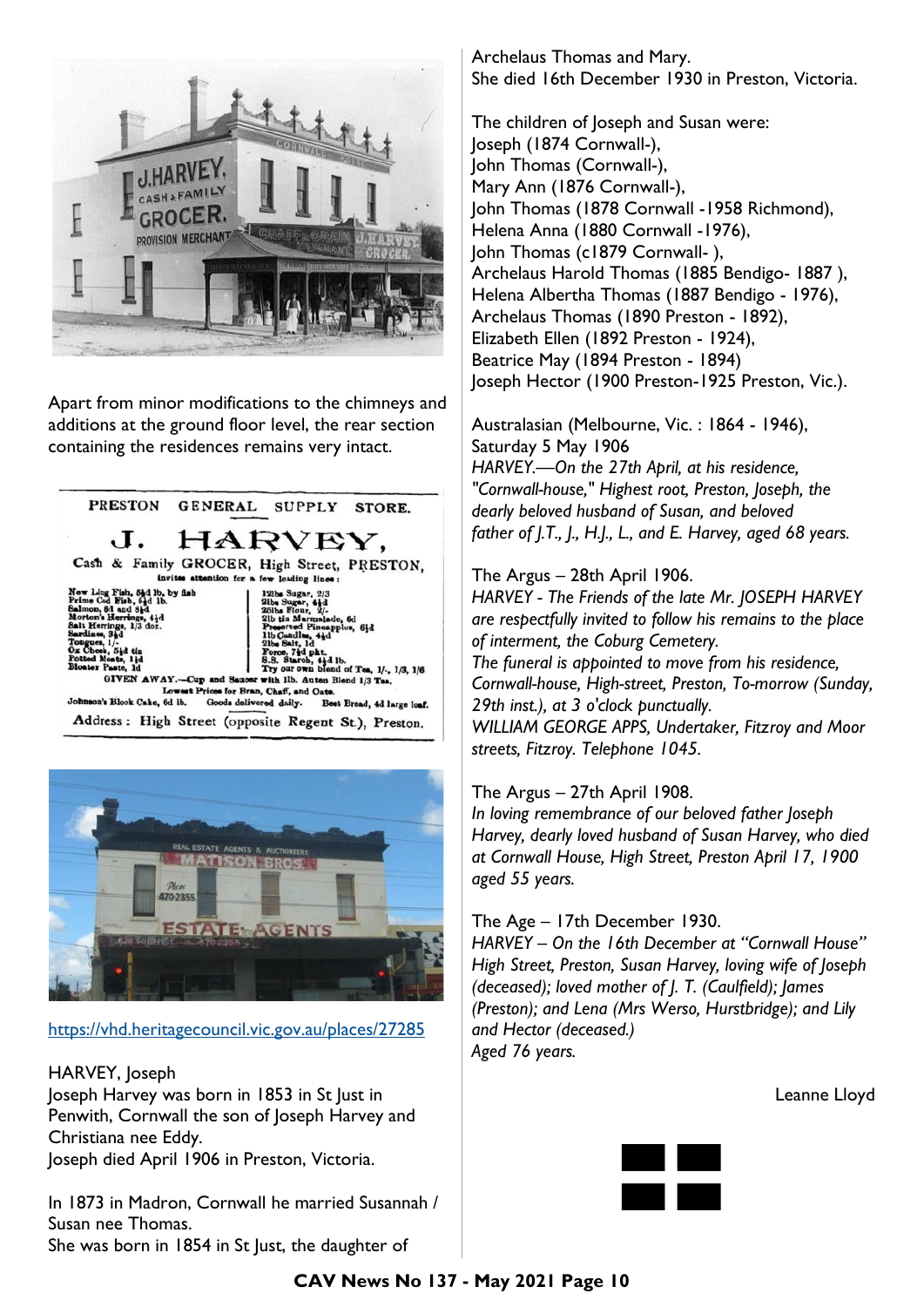Apart from minor modifications to the chimneys and additions at the ground floor level, the rear section containing the residences remains very intact.

PRESTON GENERAL SUPPLY STORE.

J. HARVEY,

Cash & Family GROCER, High Street, PRESTON,

invites attention for a few leading lines:

New Ling Fish, 5½d lb, by fish
Prime Cod Fish, 5½d lb.
Salmon, 6d and 8½d
Morton's Herrings, 4½d
Salt Herrings, 1/3 doz.
Sardines, 3½d
Tongues, 1/-
Ox Cheek, 5½d tin
Potted Meats, 1½d
Bloater Paste, 1d

12lbs Sugar, 2/3
2lbs Sugar, 4½d
25lbs Flour, 2/-
2lb tin Marmalade, 6d
Preserved Pineapples, 6½d
1lb Candles, 4½d
2lbs Salt, 1d
Force, 7½d pkt.
S.S. Starch, 4½d lb.
Try our own blend of Tea, 1/-, 1/3, 1/6

GIVEN AWAY.—Cup and Saucer with 1lb. Auten Blend 1/3 Tea.
Lowest Prices for Bran, Chaff, and Oats.
Johnson's Block Cake, 6d lb. Goods delivered daily. Best Bread, 4d large loaf.

Address: High Street (opposite Regent St.), Preston.

https://vhd.heritagecouncil.vic.gov.au/places/27285

HARVEY, Joseph
Joseph Harvey was born in 1853 in St Just in Penwith, Cornwall the son of Joseph Harvey and Christiana nee Eddy.
Joseph died April 1906 in Preston, Victoria.

In 1873 in Madron, Cornwall he married Susannah / Susan nee Thomas.
She was born in 1854 in St Just, the daughter of Archelaus Thomas and Mary.
She died 16th December 1930 in Preston, Victoria.

The children of Joseph and Susan were:
Joseph (1874 Cornwall-),
John Thomas (Cornwall-),
Mary Ann (1876 Cornwall-),
John Thomas (1878 Cornwall -1958 Richmond),
Helena Anna (1880 Cornwall -1976),
John Thomas (c1879 Cornwall- ),
Archelaus Harold Thomas (1885 Bendigo- 1887 ),
Helena Albertha Thomas (1887 Bendigo - 1976),
Archelaus Thomas (1890 Preston - 1892),
Elizabeth Ellen (1892 Preston - 1924),
Beatrice May (1894 Preston - 1894)
Joseph Hector (1900 Preston-1925 Preston, Vic.).

Australasian (Melbourne, Vic. : 1864 - 1946), Saturday 5 May 1906
*HARVEY.—On the 27th April, at his residence, "Cornwall-house," Highest root, Preston, Joseph, the dearly beloved husband of Susan, and beloved father of J.T., J., H.J., L., and E. Harvey, aged 68 years.*

The Argus – 28th April 1906.
*HARVEY - The Friends of the late Mr. JOSEPH HARVEY are respectfully invited to follow his remains to the place of interment, the Coburg Cemetery.*
*The funeral is appointed to move from his residence, Cornwall-house, High-street, Preston, To-morrow (Sunday, 29th inst.), at 3 o'clock punctually.*
*WILLIAM GEORGE APPS, Undertaker, Fitzroy and Moor streets, Fitzroy. Telephone 1045.*

The Argus – 27th April 1908.
*In loving remembrance of our beloved father Joseph Harvey, dearly loved husband of Susan Harvey, who died at Cornwall House, High Street, Preston April 17, 1900 aged 55 years.*

The Age – 17th December 1930.
*HARVEY – On the 16th December at "Cornwall House" High Street, Preston, Susan Harvey, loving wife of Joseph (deceased); loved mother of J. T. (Caulfield); James (Preston); and Lena (Mrs Werso, Hurstbridge); and Lily and Hector (deceased.)*
*Aged 76 years.*

Leanne Lloyd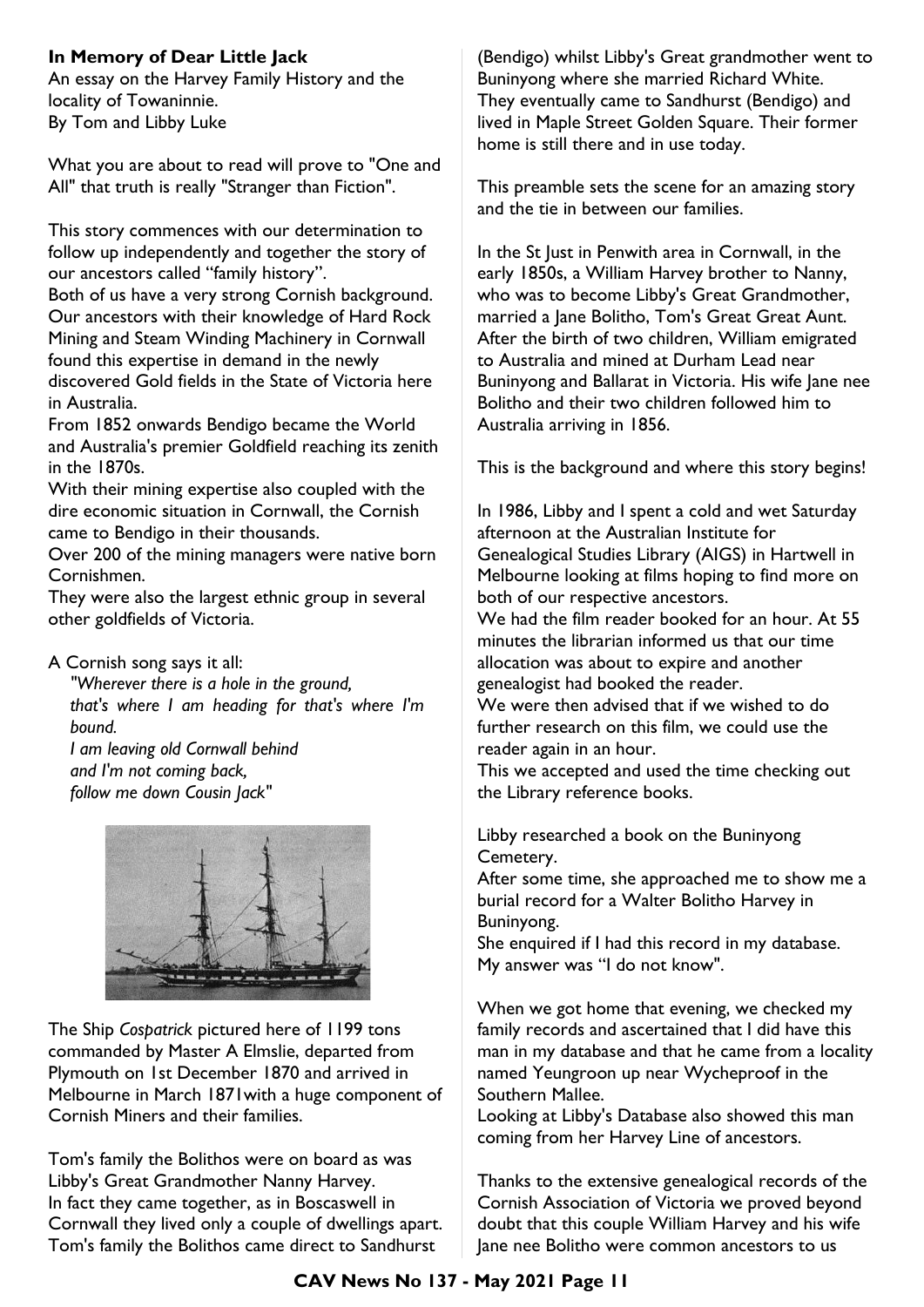**In Memory of Dear Little Jack**

An essay on the Harvey Family History and the locality of Towaninnie.

By Tom and Libby Luke

What you are about to read will prove to "One and All" that truth is really "Stranger than Fiction".

This story commences with our determination to follow up independently and together the story of our ancestors called "family history".

Both of us have a very strong Cornish background. Our ancestors with their knowledge of Hard Rock Mining and Steam Winding Machinery in Cornwall found this expertise in demand in the newly discovered Gold fields in the State of Victoria here in Australia.

From 1852 onwards Bendigo became the World and Australia's premier Goldfield reaching its zenith in the 1870s.

With their mining expertise also coupled with the dire economic situation in Cornwall, the Cornish came to Bendigo in their thousands.

Over 200 of the mining managers were native born Cornishmen.

They were also the largest ethnic group in several other goldfields of Victoria.

A Cornish song says it all:

> *"Wherever there is a hole in the ground,*
> *that's where I am heading for that's where I'm bound.*
> *I am leaving old Cornwall behind*
> *and I'm not coming back,*
> *follow me down Cousin Jack"*

The Ship *Cospatrick* pictured here of 1199 tons commanded by Master A Elmslie, departed from Plymouth on 1st December 1870 and arrived in Melbourne in March 1871with a huge component of Cornish Miners and their families.

Tom's family the Bolithos were on board as was Libby's Great Grandmother Nanny Harvey. In fact they came together, as in Boscaswell in Cornwall they lived only a couple of dwellings apart. Tom's family the Bolithos came direct to Sandhurst (Bendigo) whilst Libby's Great grandmother went to Buninyong where she married Richard White. They eventually came to Sandhurst (Bendigo) and lived in Maple Street Golden Square. Their former home is still there and in use today.

This preamble sets the scene for an amazing story and the tie in between our families.

In the St Just in Penwith area in Cornwall, in the early 1850s, a William Harvey brother to Nanny, who was to become Libby's Great Grandmother, married a Jane Bolitho, Tom's Great Great Aunt. After the birth of two children, William emigrated to Australia and mined at Durham Lead near Buninyong and Ballarat in Victoria. His wife Jane nee Bolitho and their two children followed him to Australia arriving in 1856.

This is the background and where this story begins!

In 1986, Libby and I spent a cold and wet Saturday afternoon at the Australian Institute for Genealogical Studies Library (AIGS) in Hartwell in Melbourne looking at films hoping to find more on both of our respective ancestors.

We had the film reader booked for an hour. At 55 minutes the librarian informed us that our time allocation was about to expire and another genealogist had booked the reader.

We were then advised that if we wished to do further research on this film, we could use the reader again in an hour.

This we accepted and used the time checking out the Library reference books.

Libby researched a book on the Buninyong Cemetery.

After some time, she approached me to show me a burial record for a Walter Bolitho Harvey in Buninyong.

She enquired if I had this record in my database. My answer was "I do not know".

When we got home that evening, we checked my family records and ascertained that I did have this man in my database and that he came from a locality named Yeungroon up near Wycheproof in the Southern Mallee.

Looking at Libby's Database also showed this man coming from her Harvey Line of ancestors.

Thanks to the extensive genealogical records of the Cornish Association of Victoria we proved beyond doubt that this couple William Harvey and his wife Jane nee Bolitho were common ancestors to us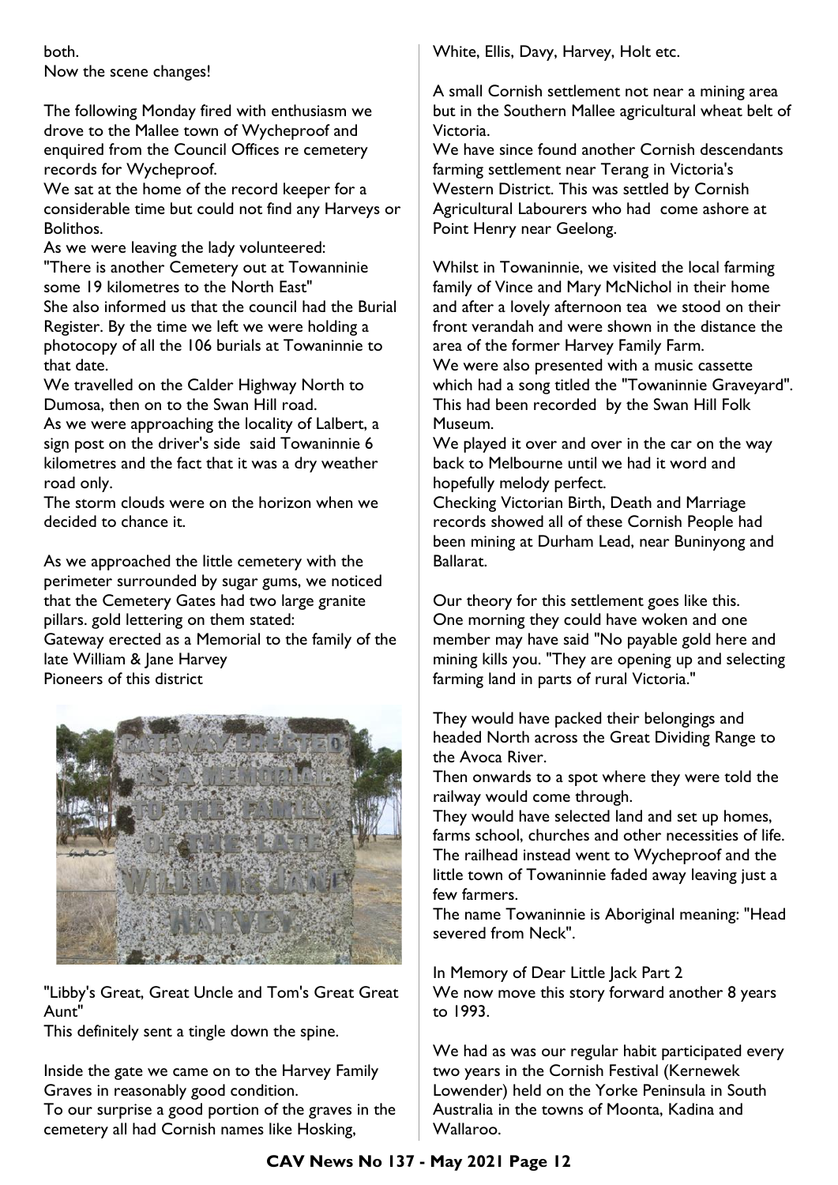both.
Now the scene changes!

The following Monday fired with enthusiasm we drove to the Mallee town of Wycheproof and enquired from the Council Offices re cemetery records for Wycheproof.
We sat at the home of the record keeper for a considerable time but could not find any Harveys or Bolithos.
As we were leaving the lady volunteered:
"There is another Cemetery out at Towanninie some 19 kilometres to the North East"
She also informed us that the council had the Burial Register. By the time we left we were holding a photocopy of all the 106 burials at Towaninnie to that date.
We travelled on the Calder Highway North to Dumosa, then on to the Swan Hill road.
As we were approaching the locality of Lalbert, a sign post on the driver's side said Towaninnie 6 kilometres and the fact that it was a dry weather road only.
The storm clouds were on the horizon when we decided to chance it.

As we approached the little cemetery with the perimeter surrounded by sugar gums, we noticed that the Cemetery Gates had two large granite pillars. gold lettering on them stated:
Gateway erected as a Memorial to the family of the late William & Jane Harvey
Pioneers of this district

"Libby's Great, Great Uncle and Tom's Great Great Aunt"
This definitely sent a tingle down the spine.

Inside the gate we came on to the Harvey Family Graves in reasonably good condition.
To our surprise a good portion of the graves in the cemetery all had Cornish names like Hosking, White, Ellis, Davy, Harvey, Holt etc.

A small Cornish settlement not near a mining area but in the Southern Mallee agricultural wheat belt of Victoria.
We have since found another Cornish descendants farming settlement near Terang in Victoria's Western District. This was settled by Cornish Agricultural Labourers who had come ashore at Point Henry near Geelong.

Whilst in Towaninnie, we visited the local farming family of Vince and Mary McNichol in their home and after a lovely afternoon tea we stood on their front verandah and were shown in the distance the area of the former Harvey Family Farm.
We were also presented with a music cassette which had a song titled the "Towaninnie Graveyard". This had been recorded by the Swan Hill Folk Museum.
We played it over and over in the car on the way back to Melbourne until we had it word and hopefully melody perfect.
Checking Victorian Birth, Death and Marriage records showed all of these Cornish People had been mining at Durham Lead, near Buninyong and Ballarat.

Our theory for this settlement goes like this.
One morning they could have woken and one member may have said "No payable gold here and mining kills you. "They are opening up and selecting farming land in parts of rural Victoria."

They would have packed their belongings and headed North across the Great Dividing Range to the Avoca River.
Then onwards to a spot where they were told the railway would come through.
They would have selected land and set up homes, farms school, churches and other necessities of life.
The railhead instead went to Wycheproof and the little town of Towaninnie faded away leaving just a few farmers.
The name Towaninnie is Aboriginal meaning: "Head severed from Neck".

In Memory of Dear Little Jack Part 2
We now move this story forward another 8 years to 1993.

We had as was our regular habit participated every two years in the Cornish Festival (Kernewek Lowender) held on the Yorke Peninsula in South Australia in the towns of Moonta, Kadina and Wallaroo.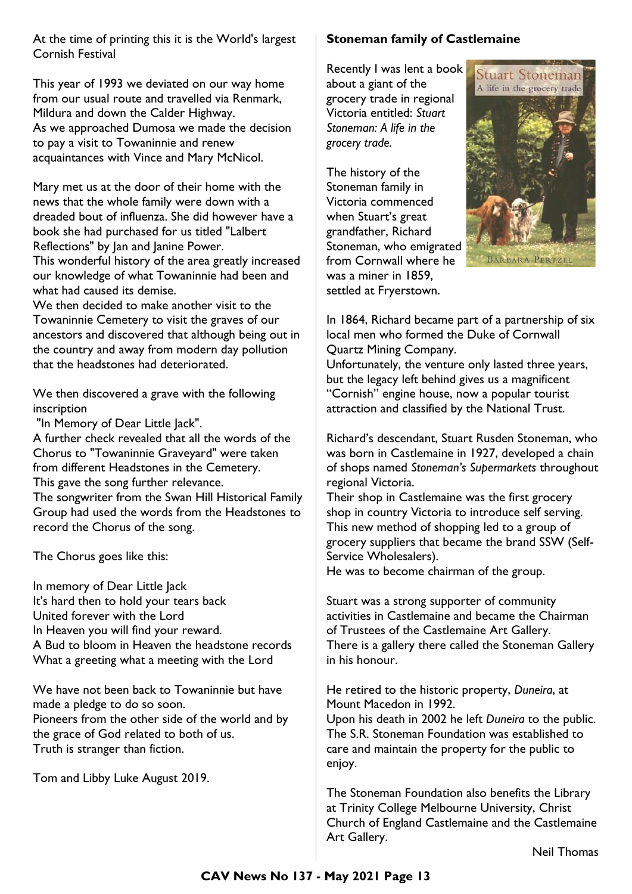At the time of printing this it is the World's largest Cornish Festival

This year of 1993 we deviated on our way home from our usual route and travelled via Renmark, Mildura and down the Calder Highway.
As we approached Dumosa we made the decision to pay a visit to Towaninnie and renew acquaintances with Vince and Mary McNicol.

Mary met us at the door of their home with the news that the whole family were down with a dreaded bout of influenza. She did however have a book she had purchased for us titled "Lalbert Reflections" by Jan and Janine Power.
This wonderful history of the area greatly increased our knowledge of what Towaninnie had been and what had caused its demise.
We then decided to make another visit to the Towaninnie Cemetery to visit the graves of our ancestors and discovered that although being out in the country and away from modern day pollution that the headstones had deteriorated.

We then discovered a grave with the following inscription
"In Memory of Dear Little Jack".
A further check revealed that all the words of the Chorus to "Towaninnie Graveyard" were taken from different Headstones in the Cemetery.
This gave the song further relevance.
The songwriter from the Swan Hill Historical Family Group had used the words from the Headstones to record the Chorus of the song.

The Chorus goes like this:

In memory of Dear Little Jack
It's hard then to hold your tears back
United forever with the Lord
In Heaven you will find your reward.
A Bud to bloom in Heaven the headstone records
What a greeting what a meeting with the Lord

We have not been back to Towaninnie but have made a pledge to do so soon.
Pioneers from the other side of the world and by the grace of God related to both of us.
Truth is stranger than fiction.

Tom and Libby Luke August 2019.

**Stoneman family of Castlemaine**

Recently I was lent a book about a giant of the grocery trade in regional Victoria entitled: *Stuart Stoneman: A life in the grocery trade.*

The history of the Stoneman family in Victoria commenced when Stuart's great grandfather, Richard Stoneman, who emigrated from Cornwall where he was a miner in 1859, settled at Fryerstown.

In 1864, Richard became part of a partnership of six local men who formed the Duke of Cornwall Quartz Mining Company.
Unfortunately, the venture only lasted three years, but the legacy left behind gives us a magnificent "Cornish" engine house, now a popular tourist attraction and classified by the National Trust.

Richard's descendant, Stuart Rusden Stoneman, who was born in Castlemaine in 1927, developed a chain of shops named *Stoneman's Supermarkets* throughout regional Victoria.
Their shop in Castlemaine was the first grocery shop in country Victoria to introduce self serving. This new method of shopping led to a group of grocery suppliers that became the brand SSW (Self-Service Wholesalers).
He was to become chairman of the group.

Stuart was a strong supporter of community activities in Castlemaine and became the Chairman of Trustees of the Castlemaine Art Gallery.
There is a gallery there called the Stoneman Gallery in his honour.

He retired to the historic property, *Duneira*, at Mount Macedon in 1992.
Upon his death in 2002 he left *Duneira* to the public. The S.R. Stoneman Foundation was established to care and maintain the property for the public to enjoy.

The Stoneman Foundation also benefits the Library at Trinity College Melbourne University, Christ Church of England Castlemaine and the Castlemaine Art Gallery.

Neil Thomas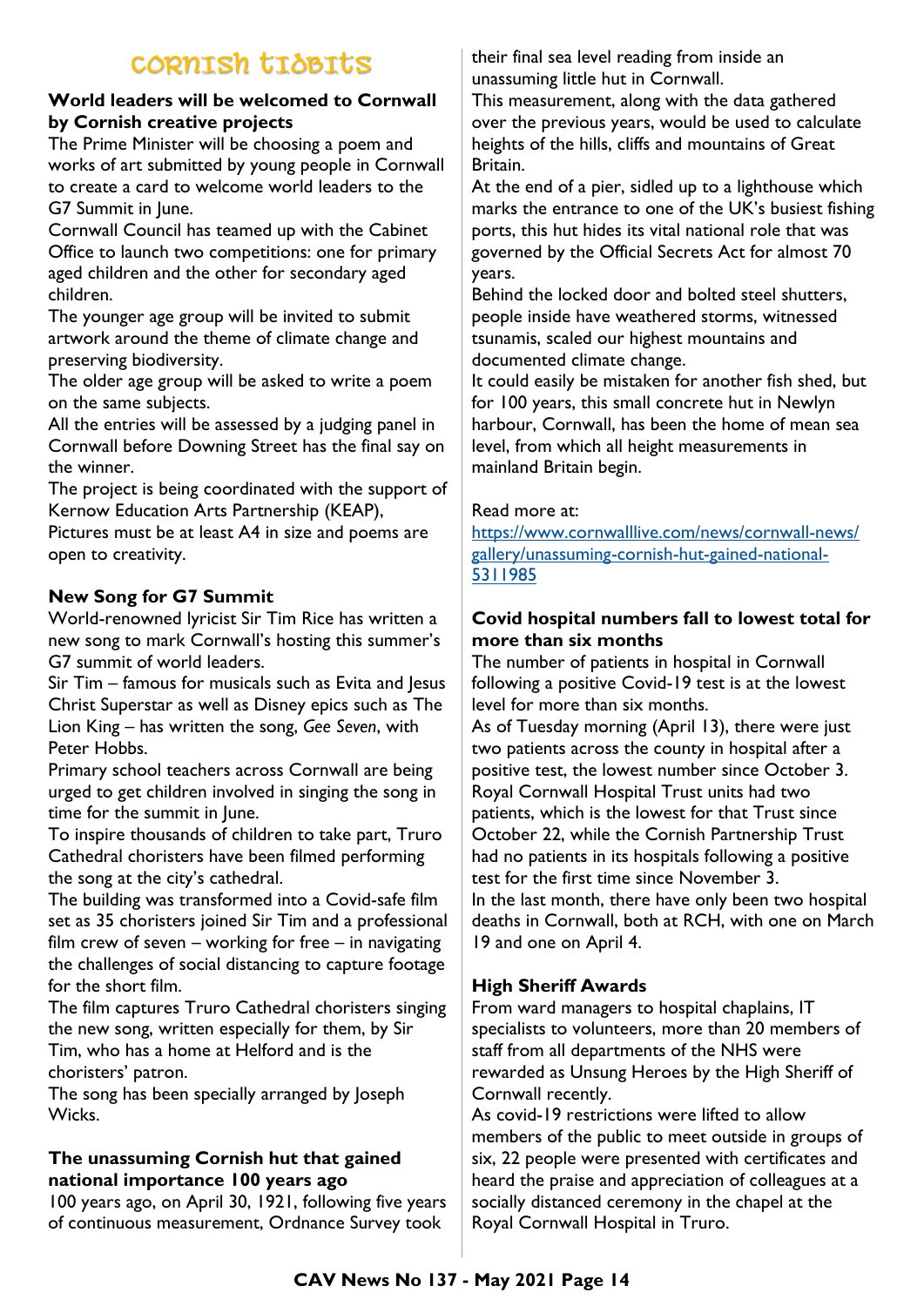# Cornish Tidbits

**World leaders will be welcomed to Cornwall by Cornish creative projects**

The Prime Minister will be choosing a poem and works of art submitted by young people in Cornwall to create a card to welcome world leaders to the G7 Summit in June.

Cornwall Council has teamed up with the Cabinet Office to launch two competitions: one for primary aged children and the other for secondary aged children.

The younger age group will be invited to submit artwork around the theme of climate change and preserving biodiversity.

The older age group will be asked to write a poem on the same subjects.

All the entries will be assessed by a judging panel in Cornwall before Downing Street has the final say on the winner.

The project is being coordinated with the support of Kernow Education Arts Partnership (KEAP), Pictures must be at least A4 in size and poems are open to creativity.

**New Song for G7 Summit**

World-renowned lyricist Sir Tim Rice has written a new song to mark Cornwall's hosting this summer's G7 summit of world leaders.

Sir Tim – famous for musicals such as Evita and Jesus Christ Superstar as well as Disney epics such as The Lion King – has written the song, *Gee Seven*, with Peter Hobbs.

Primary school teachers across Cornwall are being urged to get children involved in singing the song in time for the summit in June.

To inspire thousands of children to take part, Truro Cathedral choristers have been filmed performing the song at the city's cathedral.

The building was transformed into a Covid-safe film set as 35 choristers joined Sir Tim and a professional film crew of seven – working for free – in navigating the challenges of social distancing to capture footage for the short film.

The film captures Truro Cathedral choristers singing the new song, written especially for them, by Sir Tim, who has a home at Helford and is the choristers' patron.

The song has been specially arranged by Joseph Wicks.

**The unassuming Cornish hut that gained national importance 100 years ago**

100 years ago, on April 30, 1921, following five years of continuous measurement, Ordnance Survey took their final sea level reading from inside an unassuming little hut in Cornwall.

This measurement, along with the data gathered over the previous years, would be used to calculate heights of the hills, cliffs and mountains of Great Britain.

At the end of a pier, sidled up to a lighthouse which marks the entrance to one of the UK's busiest fishing ports, this hut hides its vital national role that was governed by the Official Secrets Act for almost 70 years.

Behind the locked door and bolted steel shutters, people inside have weathered storms, witnessed tsunamis, scaled our highest mountains and documented climate change.

It could easily be mistaken for another fish shed, but for 100 years, this small concrete hut in Newlyn harbour, Cornwall, has been the home of mean sea level, from which all height measurements in mainland Britain begin.

Read more at:
https://www.cornwalllive.com/news/cornwall-news/gallery/unassuming-cornish-hut-gained-national-5311985

**Covid hospital numbers fall to lowest total for more than six months**

The number of patients in hospital in Cornwall following a positive Covid-19 test is at the lowest level for more than six months.

As of Tuesday morning (April 13), there were just two patients across the county in hospital after a positive test, the lowest number since October 3. Royal Cornwall Hospital Trust units had two patients, which is the lowest for that Trust since October 22, while the Cornish Partnership Trust had no patients in its hospitals following a positive test for the first time since November 3.

In the last month, there have only been two hospital deaths in Cornwall, both at RCH, with one on March 19 and one on April 4.

**High Sheriff Awards**

From ward managers to hospital chaplains, IT specialists to volunteers, more than 20 members of staff from all departments of the NHS were rewarded as Unsung Heroes by the High Sheriff of Cornwall recently.

As covid-19 restrictions were lifted to allow members of the public to meet outside in groups of six, 22 people were presented with certificates and heard the praise and appreciation of colleagues at a socially distanced ceremony in the chapel at the Royal Cornwall Hospital in Truro.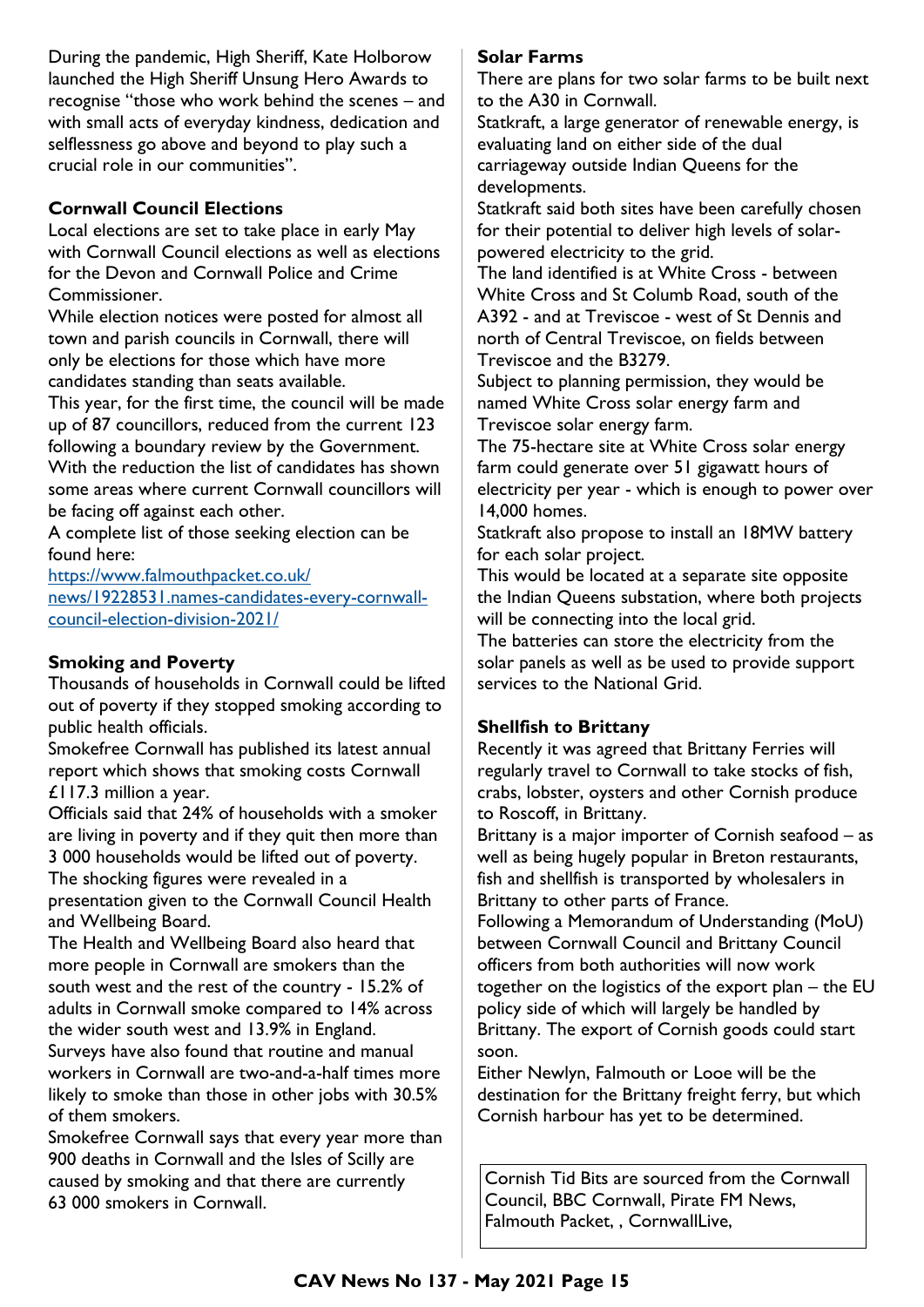During the pandemic, High Sheriff, Kate Holborow launched the High Sheriff Unsung Hero Awards to recognise "those who work behind the scenes – and with small acts of everyday kindness, dedication and selflessness go above and beyond to play such a crucial role in our communities".

**Cornwall Council Elections**

Local elections are set to take place in early May with Cornwall Council elections as well as elections for the Devon and Cornwall Police and Crime Commissioner.

While election notices were posted for almost all town and parish councils in Cornwall, there will only be elections for those which have more candidates standing than seats available.

This year, for the first time, the council will be made up of 87 councillors, reduced from the current 123 following a boundary review by the Government. With the reduction the list of candidates has shown some areas where current Cornwall councillors will be facing off against each other.

A complete list of those seeking election can be found here:

https://www.falmouthpacket.co.uk/news/19228531.names-candidates-every-cornwall-council-election-division-2021/

**Smoking and Poverty**

Thousands of households in Cornwall could be lifted out of poverty if they stopped smoking according to public health officials.

Smokefree Cornwall has published its latest annual report which shows that smoking costs Cornwall £117.3 million a year.

Officials said that 24% of households with a smoker are living in poverty and if they quit then more than 3 000 households would be lifted out of poverty.

The shocking figures were revealed in a presentation given to the Cornwall Council Health and Wellbeing Board.

The Health and Wellbeing Board also heard that more people in Cornwall are smokers than the south west and the rest of the country - 15.2% of adults in Cornwall smoke compared to 14% across the wider south west and 13.9% in England.

Surveys have also found that routine and manual workers in Cornwall are two-and-a-half times more likely to smoke than those in other jobs with 30.5% of them smokers.

Smokefree Cornwall says that every year more than 900 deaths in Cornwall and the Isles of Scilly are caused by smoking and that there are currently 63 000 smokers in Cornwall.

**Solar Farms**

There are plans for two solar farms to be built next to the A30 in Cornwall.

Statkraft, a large generator of renewable energy, is evaluating land on either side of the dual carriageway outside Indian Queens for the developments.

Statkraft said both sites have been carefully chosen for their potential to deliver high levels of solar-powered electricity to the grid.

The land identified is at White Cross - between White Cross and St Columb Road, south of the A392 - and at Treviscoe - west of St Dennis and north of Central Treviscoe, on fields between Treviscoe and the B3279.

Subject to planning permission, they would be named White Cross solar energy farm and Treviscoe solar energy farm.

The 75-hectare site at White Cross solar energy farm could generate over 51 gigawatt hours of electricity per year - which is enough to power over 14,000 homes.

Statkraft also propose to install an 18MW battery for each solar project.

This would be located at a separate site opposite the Indian Queens substation, where both projects will be connecting into the local grid.

The batteries can store the electricity from the solar panels as well as be used to provide support services to the National Grid.

**Shellfish to Brittany**

Recently it was agreed that Brittany Ferries will regularly travel to Cornwall to take stocks of fish, crabs, lobster, oysters and other Cornish produce to Roscoff, in Brittany.

Brittany is a major importer of Cornish seafood – as well as being hugely popular in Breton restaurants, fish and shellfish is transported by wholesalers in Brittany to other parts of France.

Following a Memorandum of Understanding (MoU) between Cornwall Council and Brittany Council officers from both authorities will now work together on the logistics of the export plan – the EU policy side of which will largely be handled by Brittany. The export of Cornish goods could start soon.

Either Newlyn, Falmouth or Looe will be the destination for the Brittany freight ferry, but which Cornish harbour has yet to be determined.

Cornish Tid Bits are sourced from the Cornwall Council, BBC Cornwall, Pirate FM News, Falmouth Packet, , CornwallLive,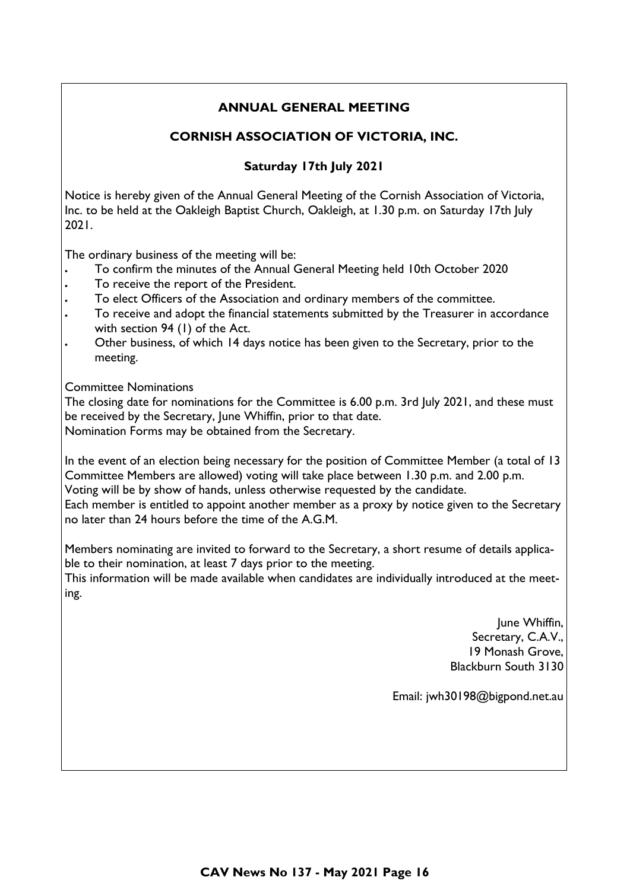## ANNUAL GENERAL MEETING

## CORNISH ASSOCIATION OF VICTORIA, INC.

### Saturday 17th July 2021

Notice is hereby given of the Annual General Meeting of the Cornish Association of Victoria, Inc. to be held at the Oakleigh Baptist Church, Oakleigh, at 1.30 p.m. on Saturday 17th July 2021.

The ordinary business of the meeting will be:

- To confirm the minutes of the Annual General Meeting held 10th October 2020
- To receive the report of the President.
- To elect Officers of the Association and ordinary members of the committee.
- To receive and adopt the financial statements submitted by the Treasurer in accordance with section 94 (1) of the Act.
- Other business, of which 14 days notice has been given to the Secretary, prior to the meeting.

Committee Nominations

The closing date for nominations for the Committee is 6.00 p.m. 3rd July 2021, and these must be received by the Secretary, June Whiffin, prior to that date.

Nomination Forms may be obtained from the Secretary.

In the event of an election being necessary for the position of Committee Member (a total of 13 Committee Members are allowed) voting will take place between 1.30 p.m. and 2.00 p.m.

Voting will be by show of hands, unless otherwise requested by the candidate.

Each member is entitled to appoint another member as a proxy by notice given to the Secretary no later than 24 hours before the time of the A.G.M.

Members nominating are invited to forward to the Secretary, a short resume of details applicable to their nomination, at least 7 days prior to the meeting.

This information will be made available when candidates are individually introduced at the meeting.

June Whiffin,
Secretary, C.A.V.,
19 Monash Grove,
Blackburn South 3130

Email: jwh30198@bigpond.net.au